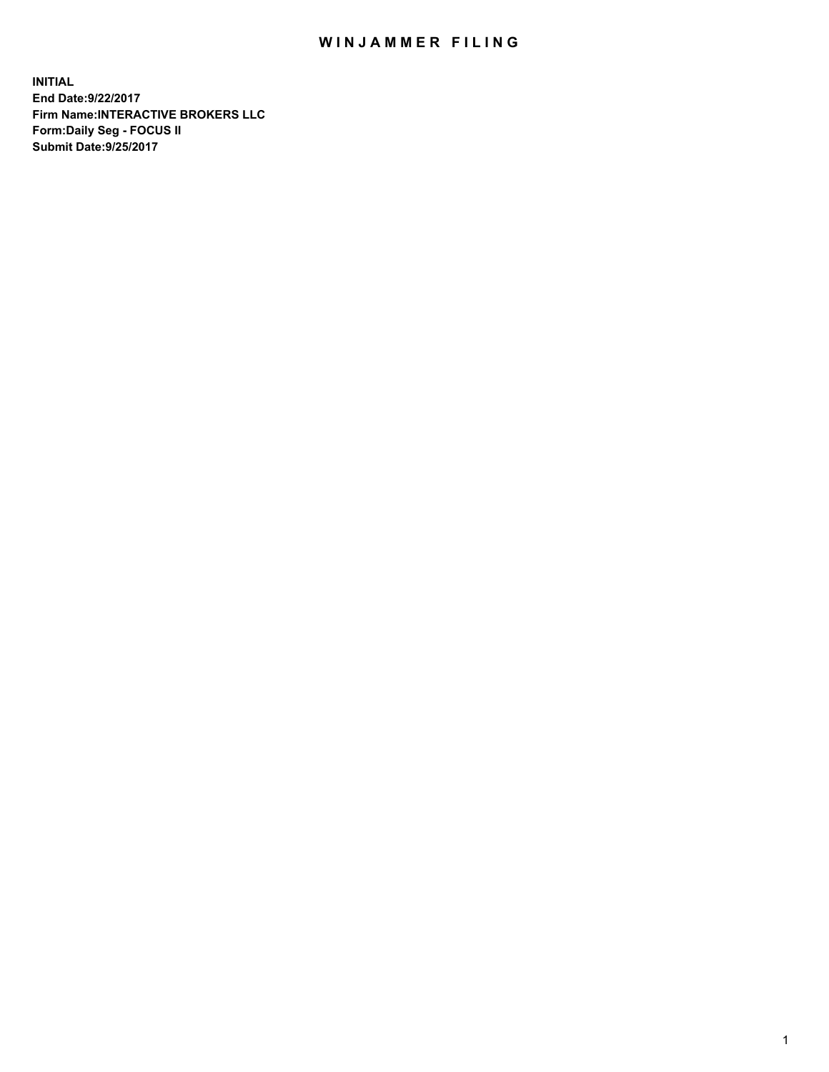# WINJAMMER FILING

**INITIAL**
**End Date:9/22/2017**
**Firm Name:INTERACTIVE BROKERS LLC**
**Form:Daily Seg - FOCUS II**
**Submit Date:9/25/2017**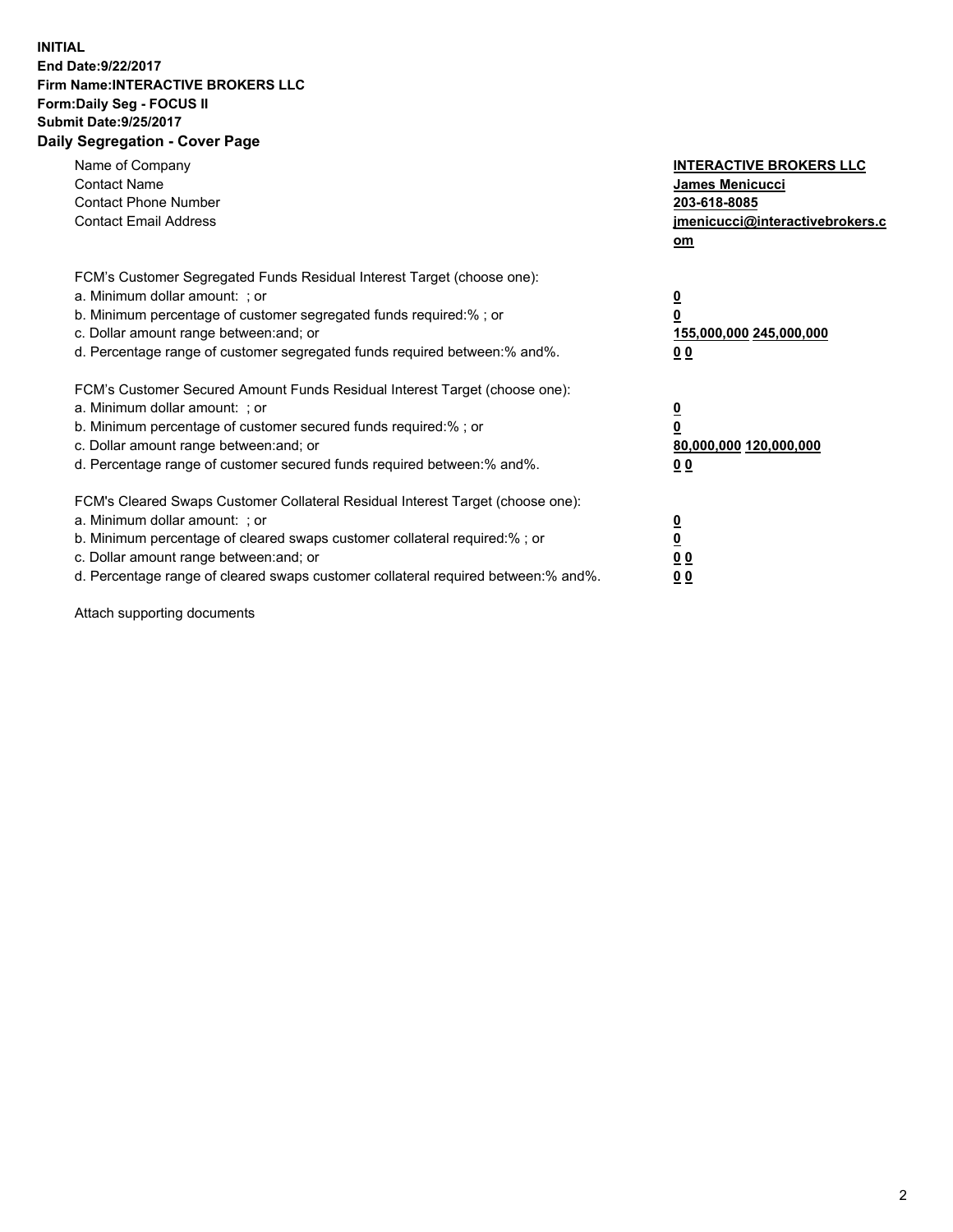**INITIAL**
**End Date:9/22/2017**
**Firm Name:INTERACTIVE BROKERS LLC**
**Form:Daily Seg - FOCUS II**
**Submit Date:9/25/2017**
**Daily Segregation - Cover Page**

| | |
|---|---|
| Name of Company | **INTERACTIVE BROKERS LLC** |
| Contact Name | **James Menicucci** |
| Contact Phone Number | **203-618-8085** |
| Contact Email Address | **jmenicucci@interactivebrokers.com** |

FCM's Customer Segregated Funds Residual Interest Target (choose one):

| | |
|---|---|
| a. Minimum dollar amount: ; or | **0** |
| b. Minimum percentage of customer segregated funds required:% ; or | **0** |
| c. Dollar amount range between:and; or | **155,000,000 245,000,000** |
| d. Percentage range of customer segregated funds required between:% and%. | **0 0** |

FCM's Customer Secured Amount Funds Residual Interest Target (choose one):

| | |
|---|---|
| a. Minimum dollar amount: ; or | **0** |
| b. Minimum percentage of customer secured funds required:% ; or | **0** |
| c. Dollar amount range between:and; or | **80,000,000 120,000,000** |
| d. Percentage range of customer secured funds required between:% and%. | **0 0** |

FCM's Cleared Swaps Customer Collateral Residual Interest Target (choose one):

| | |
|---|---|
| a. Minimum dollar amount: ; or | **0** |
| b. Minimum percentage of cleared swaps customer collateral required:% ; or | **0** |
| c. Dollar amount range between:and; or | **0 0** |
| d. Percentage range of cleared swaps customer collateral required between:% and%. | **0 0** |

Attach supporting documents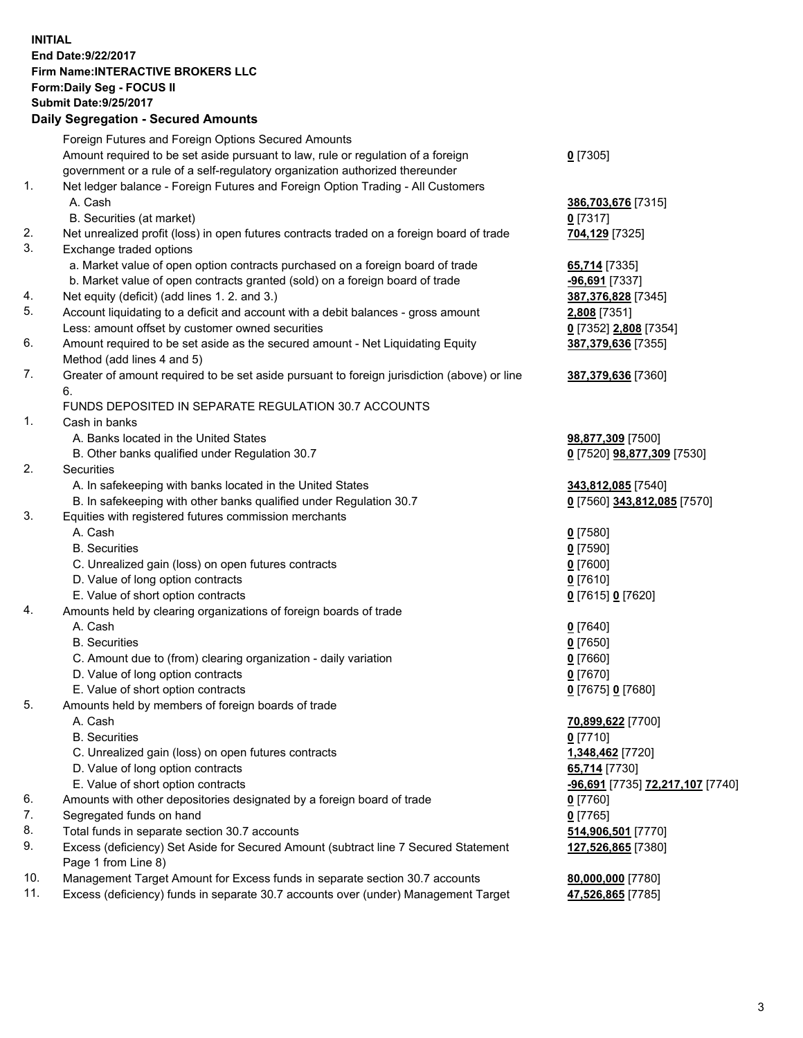**INITIAL**
**End Date:9/22/2017**
**Firm Name:INTERACTIVE BROKERS LLC**
**Form:Daily Seg - FOCUS II**
**Submit Date:9/25/2017**

**Daily Segregation - Secured Amounts**

| | | |
|---|---|---|
| | Foreign Futures and Foreign Options Secured Amounts | |
| | Amount required to be set aside pursuant to law, rule or regulation of a foreign government or a rule of a self-regulatory organization authorized thereunder | **0** [7305] |
| 1. | Net ledger balance - Foreign Futures and Foreign Option Trading - All Customers | |
| | A. Cash | **386,703,676** [7315] |
| | B. Securities (at market) | **0** [7317] |
| 2. | Net unrealized profit (loss) in open futures contracts traded on a foreign board of trade | **704,129** [7325] |
| 3. | Exchange traded options | |
| | a. Market value of open option contracts purchased on a foreign board of trade | **65,714** [7335] |
| | b. Market value of open contracts granted (sold) on a foreign board of trade | **-96,691** [7337] |
| 4. | Net equity (deficit) (add lines 1. 2. and 3.) | **387,376,828** [7345] |
| 5. | Account liquidating to a deficit and account with a debit balances - gross amount | **2,808** [7351] |
| | Less: amount offset by customer owned securities | **0** [7352] **2,808** [7354] |
| 6. | Amount required to be set aside as the secured amount - Net Liquidating Equity Method (add lines 4 and 5) | **387,379,636** [7355] |
| 7. | Greater of amount required to be set aside pursuant to foreign jurisdiction (above) or line 6. | **387,379,636** [7360] |
| | FUNDS DEPOSITED IN SEPARATE REGULATION 30.7 ACCOUNTS | |
| 1. | Cash in banks | |
| | A. Banks located in the United States | **98,877,309** [7500] |
| | B. Other banks qualified under Regulation 30.7 | **0** [7520] **98,877,309** [7530] |
| 2. | Securities | |
| | A. In safekeeping with banks located in the United States | **343,812,085** [7540] |
| | B. In safekeeping with other banks qualified under Regulation 30.7 | **0** [7560] **343,812,085** [7570] |
| 3. | Equities with registered futures commission merchants | |
| | A. Cash | **0** [7580] |
| | B. Securities | **0** [7590] |
| | C. Unrealized gain (loss) on open futures contracts | **0** [7600] |
| | D. Value of long option contracts | **0** [7610] |
| | E. Value of short option contracts | **0** [7615] **0** [7620] |
| 4. | Amounts held by clearing organizations of foreign boards of trade | |
| | A. Cash | **0** [7640] |
| | B. Securities | **0** [7650] |
| | C. Amount due to (from) clearing organization - daily variation | **0** [7660] |
| | D. Value of long option contracts | **0** [7670] |
| | E. Value of short option contracts | **0** [7675] **0** [7680] |
| 5. | Amounts held by members of foreign boards of trade | |
| | A. Cash | **70,899,622** [7700] |
| | B. Securities | **0** [7710] |
| | C. Unrealized gain (loss) on open futures contracts | **1,348,462** [7720] |
| | D. Value of long option contracts | **65,714** [7730] |
| | E. Value of short option contracts | **-96,691** [7735] **72,217,107** [7740] |
| 6. | Amounts with other depositories designated by a foreign board of trade | **0** [7760] |
| 7. | Segregated funds on hand | **0** [7765] |
| 8. | Total funds in separate section 30.7 accounts | **514,906,501** [7770] |
| 9. | Excess (deficiency) Set Aside for Secured Amount (subtract line 7 Secured Statement Page 1 from Line 8) | **127,526,865** [7380] |
| 10. | Management Target Amount for Excess funds in separate section 30.7 accounts | **80,000,000** [7780] |
| 11. | Excess (deficiency) funds in separate 30.7 accounts over (under) Management Target | **47,526,865** [7785] |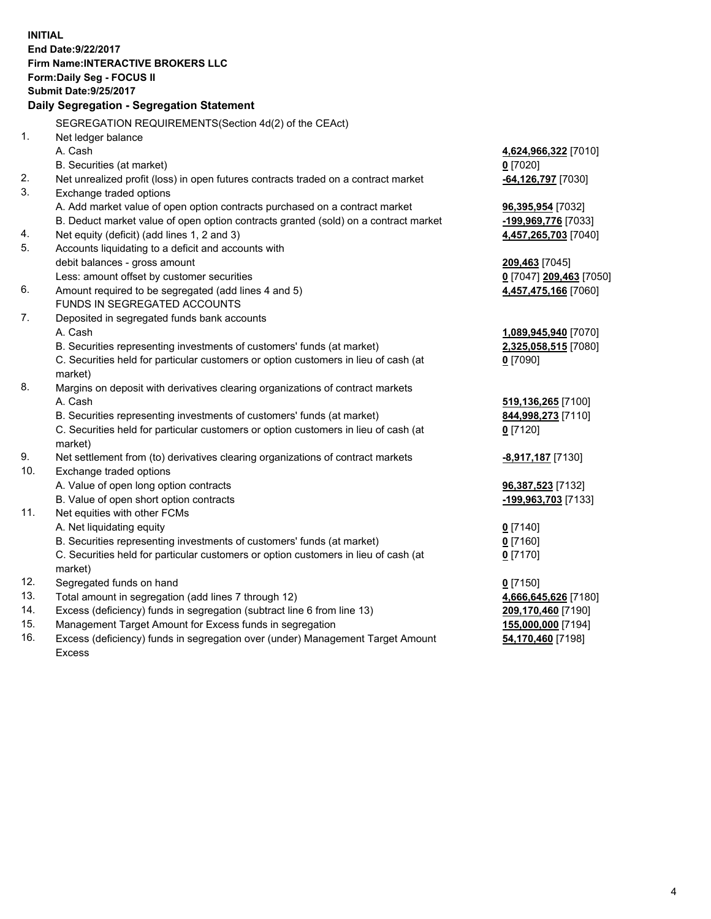**INITIAL**
**End Date:9/22/2017**
**Firm Name:INTERACTIVE BROKERS LLC**
**Form:Daily Seg - FOCUS II**
**Submit Date:9/25/2017**

### Daily Segregation - Segregation Statement

SEGREGATION REQUIREMENTS(Section 4d(2) of the CEAct)

| | | |
|---|---|---|
| 1. | Net ledger balance | |
| | A. Cash | **4,624,966,322** [7010] |
| | B. Securities (at market) | **0** [7020] |
| 2. | Net unrealized profit (loss) in open futures contracts traded on a contract market | **-64,126,797** [7030] |
| 3. | Exchange traded options | |
| | A. Add market value of open option contracts purchased on a contract market | **96,395,954** [7032] |
| | B. Deduct market value of open option contracts granted (sold) on a contract market | **-199,969,776** [7033] |
| 4. | Net equity (deficit) (add lines 1, 2 and 3) | **4,457,265,703** [7040] |
| 5. | Accounts liquidating to a deficit and accounts with | |
| | debit balances - gross amount | **209,463** [7045] |
| | Less: amount offset by customer securities | **0** [7047] **209,463** [7050] |
| 6. | Amount required to be segregated (add lines 4 and 5) | **4,457,475,166** [7060] |
| | FUNDS IN SEGREGATED ACCOUNTS | |
| 7. | Deposited in segregated funds bank accounts | |
| | A. Cash | **1,089,945,940** [7070] |
| | B. Securities representing investments of customers' funds (at market) | **2,325,058,515** [7080] |
| | C. Securities held for particular customers or option customers in lieu of cash (at market) | **0** [7090] |
| 8. | Margins on deposit with derivatives clearing organizations of contract markets | |
| | A. Cash | **519,136,265** [7100] |
| | B. Securities representing investments of customers' funds (at market) | **844,998,273** [7110] |
| | C. Securities held for particular customers or option customers in lieu of cash (at market) | **0** [7120] |
| 9. | Net settlement from (to) derivatives clearing organizations of contract markets | **-8,917,187** [7130] |
| 10. | Exchange traded options | |
| | A. Value of open long option contracts | **96,387,523** [7132] |
| | B. Value of open short option contracts | **-199,963,703** [7133] |
| 11. | Net equities with other FCMs | |
| | A. Net liquidating equity | **0** [7140] |
| | B. Securities representing investments of customers' funds (at market) | **0** [7160] |
| | C. Securities held for particular customers or option customers in lieu of cash (at market) | **0** [7170] |
| 12. | Segregated funds on hand | **0** [7150] |
| 13. | Total amount in segregation (add lines 7 through 12) | **4,666,645,626** [7180] |
| 14. | Excess (deficiency) funds in segregation (subtract line 6 from line 13) | **209,170,460** [7190] |
| 15. | Management Target Amount for Excess funds in segregation | **155,000,000** [7194] |
| 16. | Excess (deficiency) funds in segregation over (under) Management Target Amount Excess | **54,170,460** [7198] |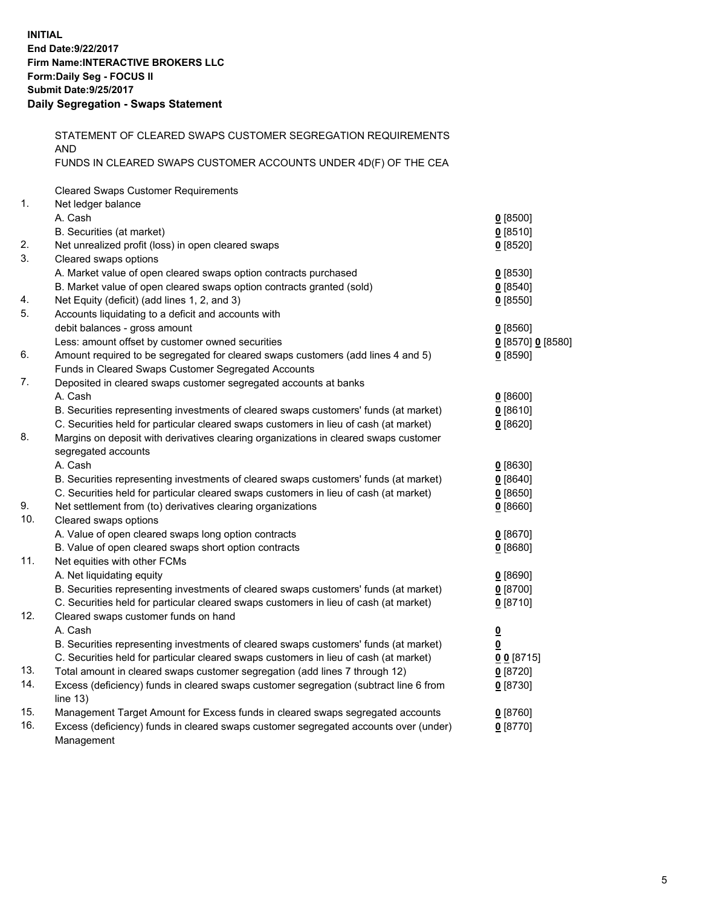**INITIAL**
**End Date:9/22/2017**
**Firm Name:INTERACTIVE BROKERS LLC**
**Form:Daily Seg - FOCUS II**
**Submit Date:9/25/2017**
**Daily Segregation - Swaps Statement**

STATEMENT OF CLEARED SWAPS CUSTOMER SEGREGATION REQUIREMENTS AND FUNDS IN CLEARED SWAPS CUSTOMER ACCOUNTS UNDER 4D(F) OF THE CEA

| | | |
|---|---|---|
| | Cleared Swaps Customer Requirements | |
| 1. | Net ledger balance | |
| | A. Cash | 0 [8500] |
| | B. Securities (at market) | 0 [8510] |
| 2. | Net unrealized profit (loss) in open cleared swaps | 0 [8520] |
| 3. | Cleared swaps options | |
| | A. Market value of open cleared swaps option contracts purchased | 0 [8530] |
| | B. Market value of open cleared swaps option contracts granted (sold) | 0 [8540] |
| 4. | Net Equity (deficit) (add lines 1, 2, and 3) | 0 [8550] |
| 5. | Accounts liquidating to a deficit and accounts with debit balances - gross amount | 0 [8560] |
| | Less: amount offset by customer owned securities | 0 [8570] 0 [8580] |
| 6. | Amount required to be segregated for cleared swaps customers (add lines 4 and 5) | 0 [8590] |
| | Funds in Cleared Swaps Customer Segregated Accounts | |
| 7. | Deposited in cleared swaps customer segregated accounts at banks | |
| | A. Cash | 0 [8600] |
| | B. Securities representing investments of cleared swaps customers' funds (at market) | 0 [8610] |
| | C. Securities held for particular cleared swaps customers in lieu of cash (at market) | 0 [8620] |
| 8. | Margins on deposit with derivatives clearing organizations in cleared swaps customer segregated accounts | |
| | A. Cash | 0 [8630] |
| | B. Securities representing investments of cleared swaps customers' funds (at market) | 0 [8640] |
| | C. Securities held for particular cleared swaps customers in lieu of cash (at market) | 0 [8650] |
| 9. | Net settlement from (to) derivatives clearing organizations | 0 [8660] |
| 10. | Cleared swaps options | |
| | A. Value of open cleared swaps long option contracts | 0 [8670] |
| | B. Value of open cleared swaps short option contracts | 0 [8680] |
| 11. | Net equities with other FCMs | |
| | A. Net liquidating equity | 0 [8690] |
| | B. Securities representing investments of cleared swaps customers' funds (at market) | 0 [8700] |
| | C. Securities held for particular cleared swaps customers in lieu of cash (at market) | 0 [8710] |
| 12. | Cleared swaps customer funds on hand | |
| | A. Cash | 0 |
| | B. Securities representing investments of cleared swaps customers' funds (at market) | 0 |
| | C. Securities held for particular cleared swaps customers in lieu of cash (at market) | 0 0 [8715] |
| 13. | Total amount in cleared swaps customer segregation (add lines 7 through 12) | 0 [8720] |
| 14. | Excess (deficiency) funds in cleared swaps customer segregation (subtract line 6 from line 13) | 0 [8730] |
| 15. | Management Target Amount for Excess funds in cleared swaps segregated accounts | 0 [8760] |
| 16. | Excess (deficiency) funds in cleared swaps customer segregated accounts over (under) Management | 0 [8770] |